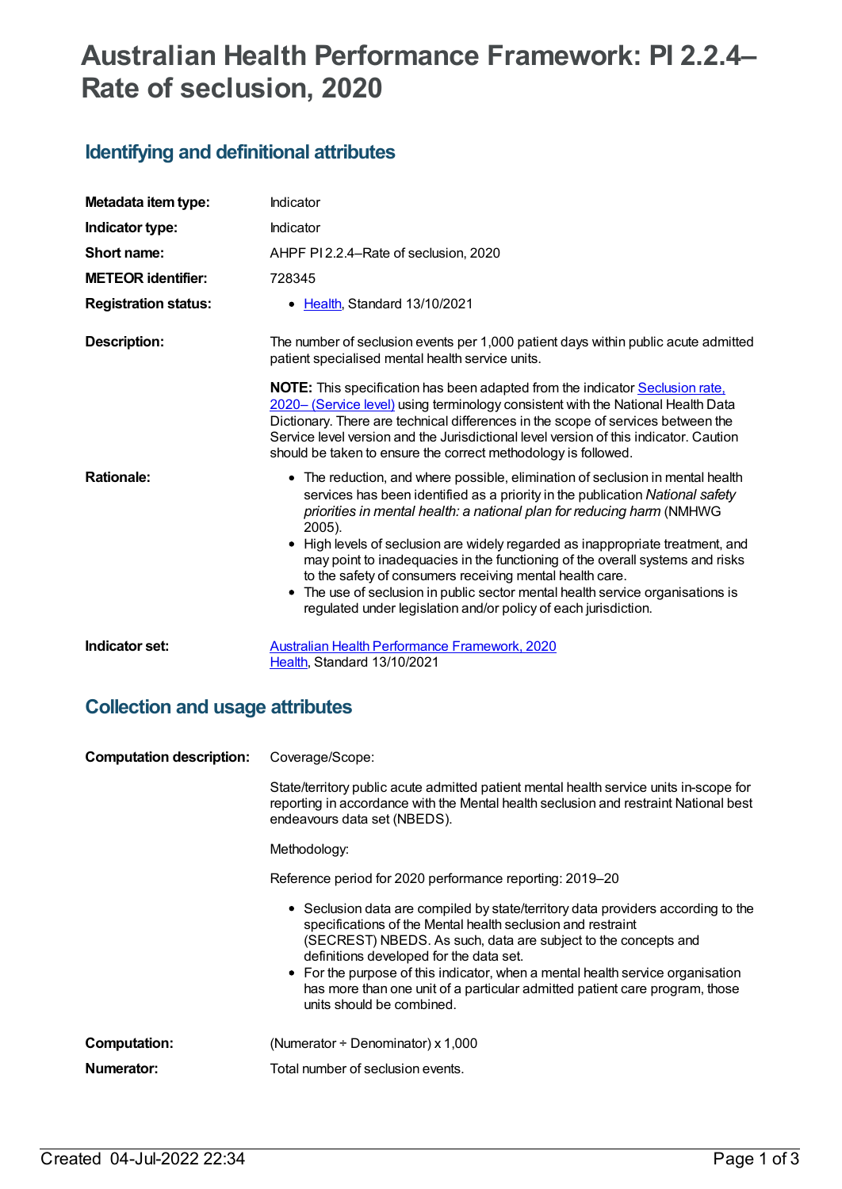# Australian Health Performance Framework: PI 2.2.4–Rate of seclusion, 2020

## Identifying and definitional attributes

| | |
|---|---|
| **Metadata item type:** | Indicator |
| **Indicator type:** | Indicator |
| **Short name:** | AHPF PI 2.2.4–Rate of seclusion, 2020 |
| **METEOR identifier:** | 728345 |
| **Registration status:** | • Health, Standard 13/10/2021 |
| **Description:** | The number of seclusion events per 1,000 patient days within public acute admitted patient specialised mental health service units.<br><br>**NOTE:** This specification has been adapted from the indicator Seclusion rate, 2020– (Service level) using terminology consistent with the National Health Data Dictionary. There are technical differences in the scope of services between the Service level version and the Jurisdictional level version of this indicator. Caution should be taken to ensure the correct methodology is followed. |
| **Rationale:** | • The reduction, and where possible, elimination of seclusion in mental health services has been identified as a priority in the publication *National safety priorities in mental health: a national plan for reducing harm* (NMHWG 2005).<br>• High levels of seclusion are widely regarded as inappropriate treatment, and may point to inadequacies in the functioning of the overall systems and risks to the safety of consumers receiving mental health care.<br>• The use of seclusion in public sector mental health service organisations is regulated under legislation and/or policy of each jurisdiction. |
| **Indicator set:** | Australian Health Performance Framework, 2020<br>Health, Standard 13/10/2021 |

## Collection and usage attributes

| | |
|---|---|
| **Computation description:** | Coverage/Scope:<br><br>State/territory public acute admitted patient mental health service units in-scope for reporting in accordance with the Mental health seclusion and restraint National best endeavours data set (NBEDS).<br><br>Methodology:<br><br>Reference period for 2020 performance reporting: 2019–20<br><br>• Seclusion data are compiled by state/territory data providers according to the specifications of the Mental health seclusion and restraint (SECREST) NBEDS. As such, data are subject to the concepts and definitions developed for the data set.<br>• For the purpose of this indicator, when a mental health service organisation has more than one unit of a particular admitted patient care program, those units should be combined. |
| **Computation:** | (Numerator ÷ Denominator) x 1,000 |
| **Numerator:** | Total number of seclusion events. |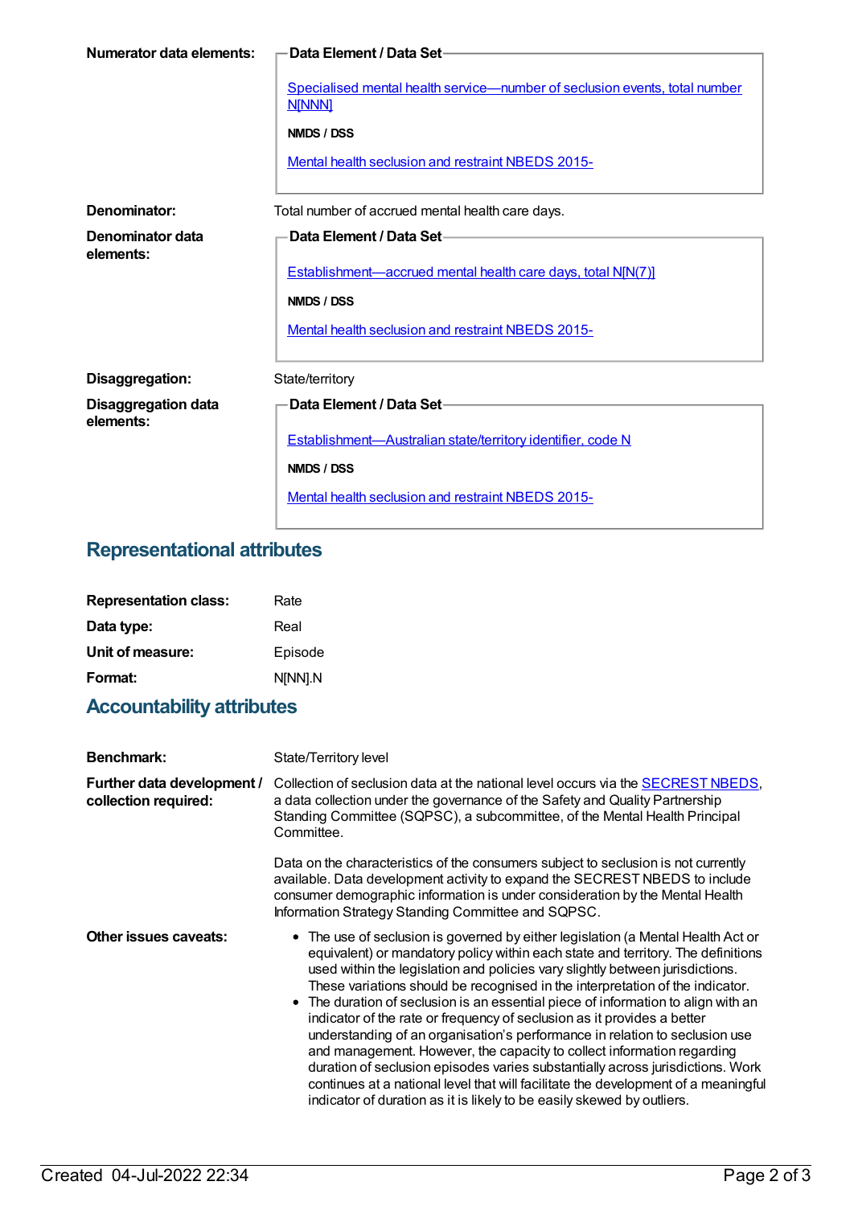**Numerator data elements:**

**Data Element / Data Set**

Specialised mental health service—number of seclusion events, total number N[NNN]

**NMDS / DSS**

Mental health seclusion and restraint NBEDS 2015-

**Denominator:** Total number of accrued mental health care days.

**Denominator data elements:**

**Data Element / Data Set**

Establishment—accrued mental health care days, total N[N(7)]

**NMDS / DSS**

Mental health seclusion and restraint NBEDS 2015-

**Disaggregation:** State/territory

**Disaggregation data elements:**

**Data Element / Data Set**

Establishment—Australian state/territory identifier, code N

**NMDS / DSS**

Mental health seclusion and restraint NBEDS 2015-

## Representational attributes

| | |
|---|---|
| **Representation class:** | Rate |
| **Data type:** | Real |
| **Unit of measure:** | Episode |
| **Format:** | N[NN].N |

## Accountability attributes

**Benchmark:** State/Territory level

**Further data development / collection required:** Collection of seclusion data at the national level occurs via the SECREST NBEDS, a data collection under the governance of the Safety and Quality Partnership Standing Committee (SQPSC), a subcommittee, of the Mental Health Principal Committee.

Data on the characteristics of the consumers subject to seclusion is not currently available. Data development activity to expand the SECREST NBEDS to include consumer demographic information is under consideration by the Mental Health Information Strategy Standing Committee and SQPSC.

**Other issues caveats:**

- The use of seclusion is governed by either legislation (a Mental Health Act or equivalent) or mandatory policy within each state and territory. The definitions used within the legislation and policies vary slightly between jurisdictions. These variations should be recognised in the interpretation of the indicator.
- The duration of seclusion is an essential piece of information to align with an indicator of the rate or frequency of seclusion as it provides a better understanding of an organisation's performance in relation to seclusion use and management. However, the capacity to collect information regarding duration of seclusion episodes varies substantially across jurisdictions. Work continues at a national level that will facilitate the development of a meaningful indicator of duration as it is likely to be easily skewed by outliers.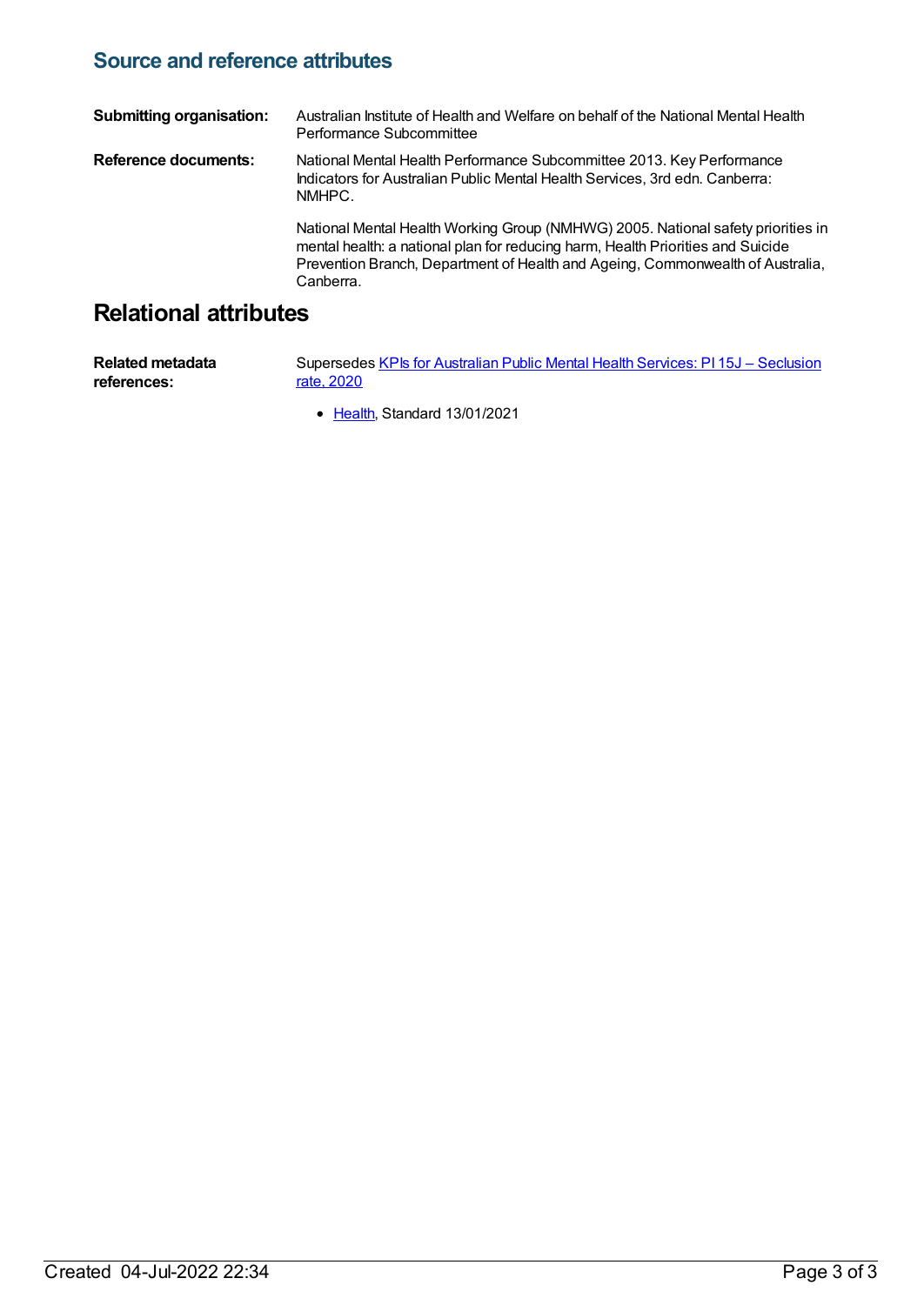## Source and reference attributes

**Submitting organisation:** Australian Institute of Health and Welfare on behalf of the National Mental Health Performance Subcommittee

**Reference documents:** National Mental Health Performance Subcommittee 2013. Key Performance Indicators for Australian Public Mental Health Services, 3rd edn. Canberra: NMHPC.

National Mental Health Working Group (NMHWG) 2005. National safety priorities in mental health: a national plan for reducing harm, Health Priorities and Suicide Prevention Branch, Department of Health and Ageing, Commonwealth of Australia, Canberra.

# Relational attributes

**Related metadata references:** Supersedes KPIs for Australian Public Mental Health Services: PI 15J – Seclusion rate, 2020

- Health, Standard 13/01/2021